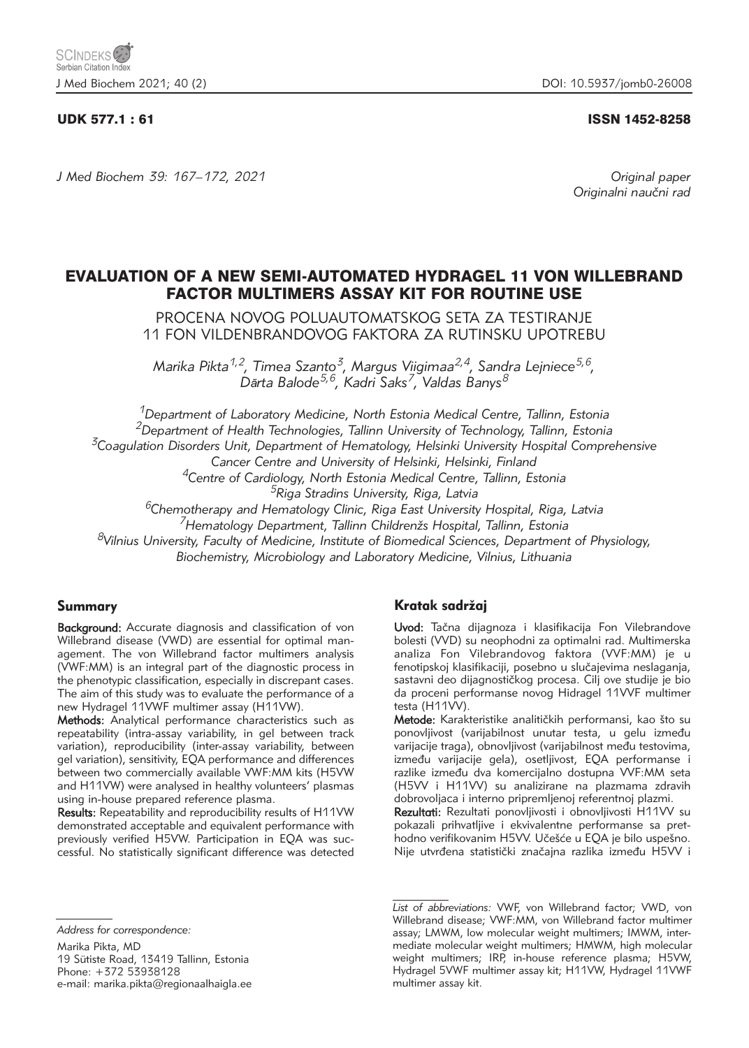UDK 577.1 : 61 ISSN 1452-8258

*J Med Biochem 39: 167–172, 2021*

*Original paper*
*Originalni naučni rad*

# EVALUATION OF A NEW SEMI-AUTOMATED HYDRAGEL 11 VON WILLEBRAND FACTOR MULTIMERS ASSAY KIT FOR ROUTINE USE

PROCENA NOVOG POLUAUTOMATSKOG SETA ZA TESTIRANJE 11 FON VILDENBRANDOVOG FAKTORA ZA RUTINSKU UPOTREBU

*Marika Pikta[1,2], Timea Szanto[3], Margus Viigimaa[2,4], Sandra Lejniece[5,6], Dārta Balode[5,6], Kadri Saks[7], Valdas Banys[8]*

[1]Department of Laboratory Medicine, North Estonia Medical Centre, Tallinn, Estonia
[2]Department of Health Technologies, Tallinn University of Technology, Tallinn, Estonia
[3]Coagulation Disorders Unit, Department of Hematology, Helsinki University Hospital Comprehensive Cancer Centre and University of Helsinki, Helsinki, Finland
[4]Centre of Cardiology, North Estonia Medical Centre, Tallinn, Estonia
[5]Riga Stradins University, Riga, Latvia
[6]Chemotherapy and Hematology Clinic, Riga East University Hospital, Riga, Latvia
[7]Hematology Department, Tallinn Childrenžs Hospital, Tallinn, Estonia
[8]Vilnius University, Faculty of Medicine, Institute of Biomedical Sciences, Department of Physiology, Biochemistry, Microbiology and Laboratory Medicine, Vilnius, Lithuania

## Summary

**Background:** Accurate diagnosis and classification of von Willebrand disease (VWD) are essential for optimal management. The von Willebrand factor multimers analysis (VWF:MM) is an integral part of the diagnostic process in the phenotypic classification, especially in discrepant cases. The aim of this study was to evaluate the performance of a new Hydragel 11VWF multimer assay (H11VW).

**Methods:** Analytical performance characteristics such as repeatability (intra-assay variability, in gel between track variation), reproducibility (inter-assay variability, between gel variation), sensitivity, EQA performance and differences between two commercially available VWF:MM kits (H5VW and H11VW) were analysed in healthy volunteers' plasmas using in-house prepared reference plasma.

**Results:** Repeatability and reproducibility results of H11VW demonstrated acceptable and equivalent performance with previously verified H5VW. Participation in EQA was successful. No statistically significant difference was detected

## Kratak sadržaj

**Uvod:** Tačna dijagnoza i klasifikacija Fon Vilebrandove bolesti (VVD) su neophodni za optimalni rad. Multimerska analiza Fon Vilebrandovog faktora (VVF:MM) je u fenotipskoj klasifikaciji, posebno u slučajevima neslaganja, sastavni deo dijagnostičkog procesa. Cilj ove studije je bio da proceni performanse novog Hidragel 11VVF multimer testa (H11VV).

**Metode:** Karakteristike analitičkih performansi, kao što su ponovljivost (varijabilnost unutar testa, u gelu između varijacije traga), obnovljivost (varijabilnost među testovima, između varijacije gela), osetljivost, EQA performanse i razlike između dva komercijalno dostupna VVF:MM seta (H5VV i H11VV) su analizirane na plazmama zdravih dobrovoljaca i interno pripremljenoj referentnoj plazmi.

**Rezultati:** Rezultati ponovljivosti i obnovljivosti H11VV su pokazali prihvatljive i ekvivalentne performanse sa prethodno verifikovanim H5VV. Učešće u EQA je bilo uspešno. Nije utvrđena statistički značajna razlika između H5VV i

*Address for correspondence:*

Marika Pikta, MD
19 Sütiste Road, 13419 Tallinn, Estonia
Phone: +372 53938128
e-mail: marika.pikta@regionaalhaigla.ee

*List of abbreviations:* VWF, von Willebrand factor; VWD, von Willebrand disease; VWF:MM, von Willebrand factor multimer assay; LMWM, low molecular weight multimers; IMWM, intermediate molecular weight multimers; HMWM, high molecular weight multimers; IRP, in-house reference plasma; H5VW, Hydragel 5VWF multimer assay kit; H11VW, Hydragel 11VWF multimer assay kit.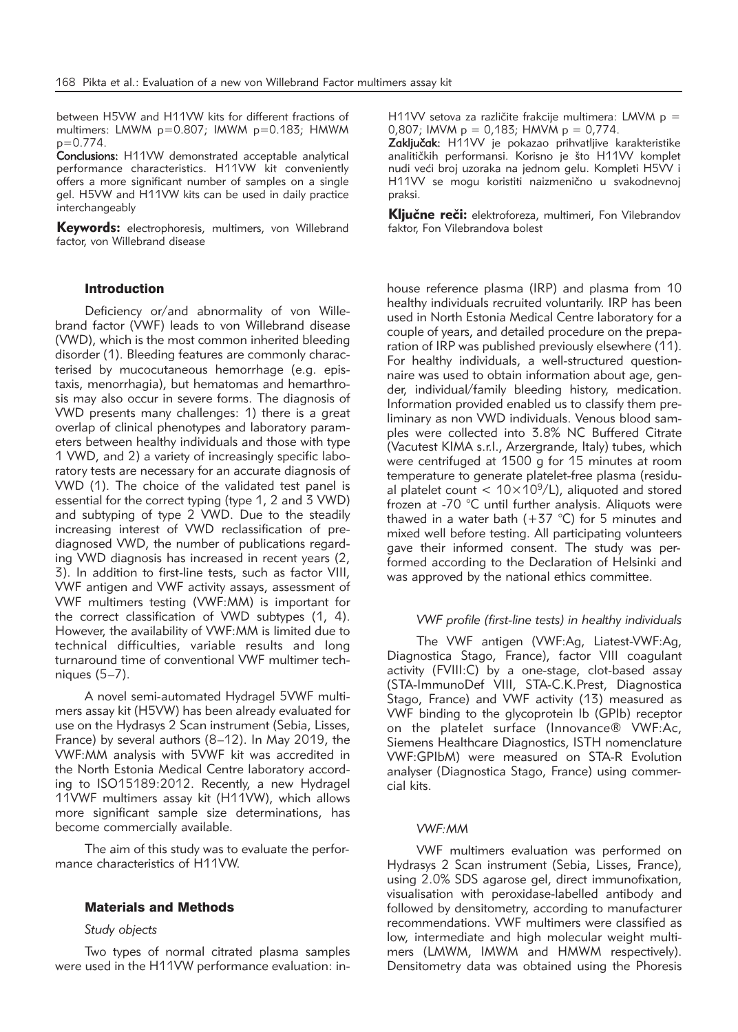between H5VW and H11VW kits for different fractions of multimers: LMWM p=0.807; IMWM p=0.183; HMWM p=0.774.

**Conclusions:** H11VW demonstrated acceptable analytical performance characteristics. H11VW kit conveniently offers a more significant number of samples on a single gel. H5VW and H11VW kits can be used in daily practice interchangeably

**Keywords:** electrophoresis, multimers, von Willebrand factor, von Willebrand disease

H11VV setova za različite frakcije multimera: LMVM p = 0,807; IMVM p = 0,183; HMVM p = 0,774.

**Zaključak:** H11VV je pokazao prihvatljive karakteristike analitičkih performansi. Korisno je što H11VV komplet nudi veći broj uzoraka na jednom gelu. Kompleti H5VV i H11VV se mogu koristiti naizmenično u svakodnevnoj praksi.

**Ključne reči:** elektroforeza, multimeri, Fon Vilebrandov faktor, Fon Vilebrandova bolest

## Introduction

Deficiency or/and abnormality of von Willebrand factor (VWF) leads to von Willebrand disease (VWD), which is the most common inherited bleeding disorder (1). Bleeding features are commonly characterised by mucocutaneous hemorrhage (e.g. epistaxis, menorrhagia), but hematomas and hemarthrosis may also occur in severe forms. The diagnosis of VWD presents many challenges: 1) there is a great overlap of clinical phenotypes and laboratory parameters between healthy individuals and those with type 1 VWD, and 2) a variety of increasingly specific laboratory tests are necessary for an accurate diagnosis of VWD (1). The choice of the validated test panel is essential for the correct typing (type 1, 2 and 3 VWD) and subtyping of type 2 VWD. Due to the steadily increasing interest of VWD reclassification of prediagnosed VWD, the number of publications regarding VWD diagnosis has increased in recent years (2, 3). In addition to first-line tests, such as factor VIII, VWF antigen and VWF activity assays, assessment of VWF multimers testing (VWF:MM) is important for the correct classification of VWD subtypes (1, 4). However, the availability of VWF:MM is limited due to technical difficulties, variable results and long turnaround time of conventional VWF multimer techniques (5–7).

A novel semi-automated Hydragel 5VWF multimers assay kit (H5VW) has been already evaluated for use on the Hydrasys 2 Scan instrument (Sebia, Lisses, France) by several authors (8–12). In May 2019, the VWF:MM analysis with 5VWF kit was accredited in the North Estonia Medical Centre laboratory according to ISO15189:2012. Recently, a new Hydragel 11VWF multimers assay kit (H11VW), which allows more significant sample size determinations, has become commercially available.

The aim of this study was to evaluate the performance characteristics of H11VW.

## Materials and Methods

### *Study objects*

Two types of normal citrated plasma samples were used in the H11VW performance evaluation: in-house reference plasma (IRP) and plasma from 10 healthy individuals recruited voluntarily. IRP has been used in North Estonia Medical Centre laboratory for a couple of years, and detailed procedure on the preparation of IRP was published previously elsewhere (11). For healthy individuals, a well-structured questionnaire was used to obtain information about age, gender, individual/family bleeding history, medication. Information provided enabled us to classify them preliminary as non VWD individuals. Venous blood samples were collected into 3.8% NC Buffered Citrate (Vacutest KIMA s.r.l., Arzergrande, Italy) tubes, which were centrifuged at 1500 g for 15 minutes at room temperature to generate platelet-free plasma (residual platelet count $< 10\times10^9$/L), aliquoted and stored frozen at -70 °C until further analysis. Aliquots were thawed in a water bath (+37 °C) for 5 minutes and mixed well before testing. All participating volunteers gave their informed consent. The study was performed according to the Declaration of Helsinki and was approved by the national ethics committee.

### *VWF profile (first-line tests) in healthy individuals*

The VWF antigen (VWF:Ag, Liatest-VWF:Ag, Diagnostica Stago, France), factor VIII coagulant activity (FVIII:C) by a one-stage, clot-based assay (STA-ImmunoDef VIII, STA-C.K.Prest, Diagnostica Stago, France) and VWF activity (13) measured as VWF binding to the glycoprotein Ib (GPIb) receptor on the platelet surface (Innovance® VWF:Ac, Siemens Healthcare Diagnostics, ISTH nomenclature VWF:GPIbM) were measured on STA-R Evolution analyser (Diagnostica Stago, France) using commercial kits.

### *VWF:MM*

VWF multimers evaluation was performed on Hydrasys 2 Scan instrument (Sebia, Lisses, France), using 2.0% SDS agarose gel, direct immunofixation, visualisation with peroxidase-labelled antibody and followed by densitometry, according to manufacturer recommendations. VWF multimers were classified as low, intermediate and high molecular weight multimers (LMWM, IMWM and HMWM respectively). Densitometry data was obtained using the Phoresis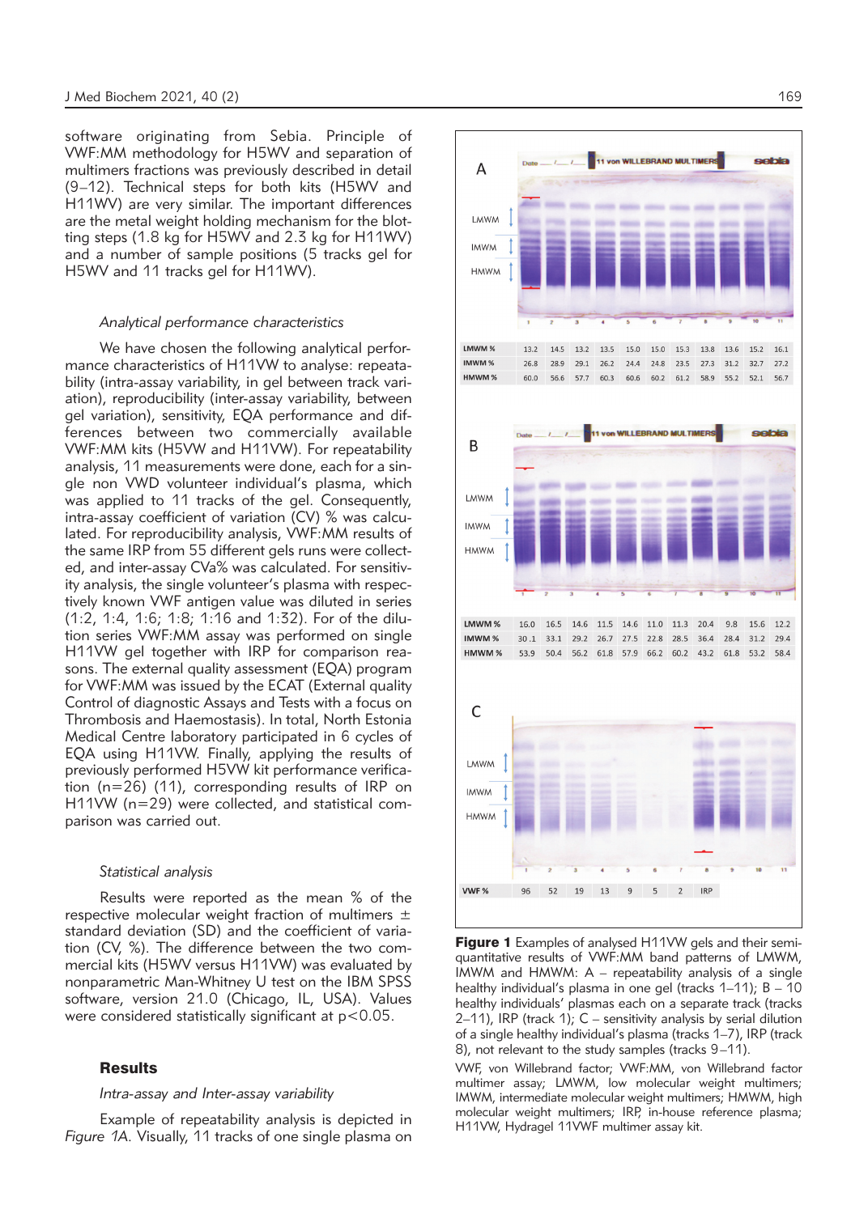software originating from Sebia. Principle of VWF:MM methodology for H5WV and separation of multimers fractions was previously described in detail (9–12). Technical steps for both kits (H5WV and H11WV) are very similar. The important differences are the metal weight holding mechanism for the blotting steps (1.8 kg for H5WV and 2.3 kg for H11WV) and a number of sample positions (5 tracks gel for H5WV and 11 tracks gel for H11WV).

*Analytical performance characteristics*

We have chosen the following analytical performance characteristics of H11VW to analyse: repeatability (intra-assay variability, in gel between track variation), reproducibility (inter-assay variability, between gel variation), sensitivity, EQA performance and differences between two commercially available VWF:MM kits (H5VW and H11VW). For repeatability analysis, 11 measurements were done, each for a single non VWD volunteer individual's plasma, which was applied to 11 tracks of the gel. Consequently, intra-assay coefficient of variation (CV) % was calculated. For reproducibility analysis, VWF:MM results of the same IRP from 55 different gels runs were collected, and inter-assay CVa% was calculated. For sensitivity analysis, the single volunteer's plasma with respectively known VWF antigen value was diluted in series (1:2, 1:4, 1:6; 1:8; 1:16 and 1:32). For of the dilution series VWF:MM assay was performed on single H11VW gel together with IRP for comparison reasons. The external quality assessment (EQA) program for VWF:MM was issued by the ECAT (External quality Control of diagnostic Assays and Tests with a focus on Thrombosis and Haemostasis). In total, North Estonia Medical Centre laboratory participated in 6 cycles of EQA using H11VW. Finally, applying the results of previously performed H5VW kit performance verification (n=26) (11), corresponding results of IRP on H11VW (n=29) were collected, and statistical comparison was carried out.

*Statistical analysis*

Results were reported as the mean % of the respective molecular weight fraction of multimers ± standard deviation (SD) and the coefficient of variation (CV, %). The difference between the two commercial kits (H5VW versus H11VW) was evaluated by nonparametric Man-Whitney U test on the IBM SPSS software, version 21.0 (Chicago, IL, USA). Values were considered statistically significant at $p<0.05$.

## Results

*Intra-assay and Inter-assay variability*

Example of repeatability analysis is depicted in *Figure 1A*. Visually, 11 tracks of one single plasma on

A

| | 1 | 2 | 3 | 4 | 5 | 6 | 7 | 8 | 9 | 10 | 11 |
|---|---|---|---|---|---|---|---|---|---|---|---|
| LMWM % | 13.2 | 14.5 | 13.2 | 13.5 | 15.0 | 15.0 | 15.3 | 13.8 | 13.6 | 15.2 | 16.1 |
| IMWM % | 26.8 | 28.9 | 29.1 | 26.2 | 24.4 | 24.8 | 23.5 | 27.3 | 31.2 | 32.7 | 27.2 |
| HMWM % | 60.0 | 56.6 | 57.7 | 60.3 | 60.6 | 60.2 | 61.2 | 58.9 | 55.2 | 52.1 | 56.7 |

B

| | 1 | 2 | 3 | 4 | 5 | 6 | 7 | 8 | 9 | 10 | 11 |
|---|---|---|---|---|---|---|---|---|---|---|---|
| LMWM % | 16.0 | 16.5 | 14.6 | 11.5 | 14.6 | 11.0 | 11.3 | 20.4 | 9.8 | 15.6 | 12.2 |
| IMWM % | 30.1 | 33.1 | 29.2 | 26.7 | 27.5 | 22.8 | 28.5 | 36.4 | 28.4 | 31.2 | 29.4 |
| HMWM % | 53.9 | 50.4 | 56.2 | 61.8 | 57.9 | 66.2 | 60.2 | 43.2 | 61.8 | 53.2 | 58.4 |

C

| | 1 | 2 | 3 | 4 | 5 | 6 | 7 | 8 | 9 | 10 | 11 |
|---|---|---|---|---|---|---|---|---|---|---|---|
| VWF % | 96 | 52 | 19 | 13 | 9 | 5 | 2 | IRP | | | |

**Figure 1** Examples of analysed H11VW gels and their semi-quantitative results of VWF:MM band patterns of LMWM, IMWM and HMWM: A – repeatability analysis of a single healthy individual's plasma in one gel (tracks 1–11); B – 10 healthy individuals' plasmas each on a separate track (tracks 2–11), IRP (track 1); C – sensitivity analysis by serial dilution of a single healthy individual's plasma (tracks 1–7), IRP (track 8), not relevant to the study samples (tracks 9–11).

VWF, von Willebrand factor; VWF:MM, von Willebrand factor multimer assay; LMWM, low molecular weight multimers; IMWM, intermediate molecular weight multimers; HMWM, high molecular weight multimers; IRP, in-house reference plasma; H11VW, Hydragel 11VWF multimer assay kit.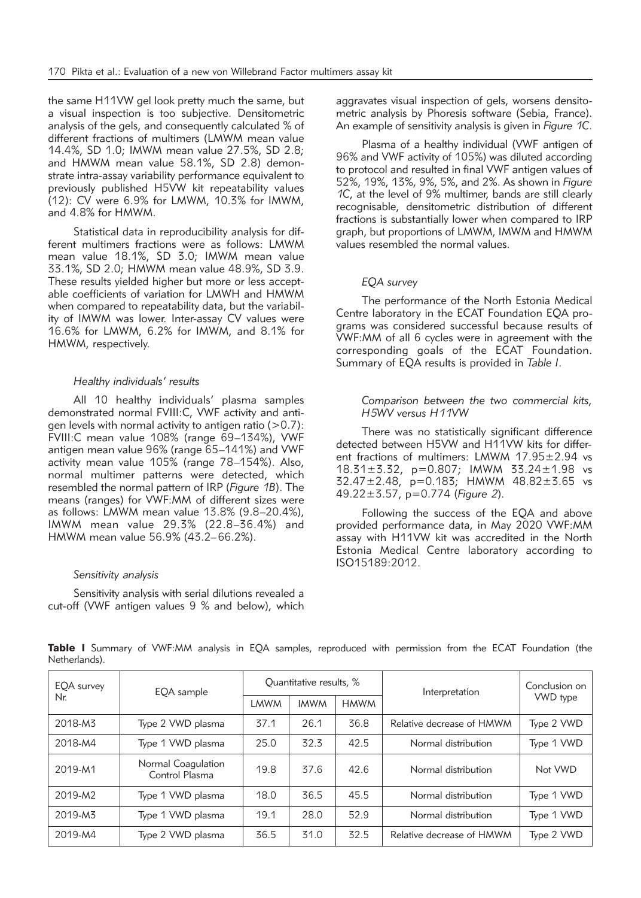the same H11VW gel look pretty much the same, but a visual inspection is too subjective. Densitometric analysis of the gels, and consequently calculated % of different fractions of multimers (LMWM mean value 14.4%, SD 1.0; IMWM mean value 27.5%, SD 2.8; and HMWM mean value 58.1%, SD 2.8) demonstrate intra-assay variability performance equivalent to previously published H5VW kit repeatability values (12): CV were 6.9% for LMWM, 10.3% for IMWM, and 4.8% for HMWM.

Statistical data in reproducibility analysis for different multimers fractions were as follows: LMWM mean value 18.1%, SD 3.0; IMWM mean value 33.1%, SD 2.0; HMWM mean value 48.9%, SD 3.9. These results yielded higher but more or less acceptable coefficients of variation for LMWH and HMWM when compared to repeatability data, but the variability of IMWM was lower. Inter-assay CV values were 16.6% for LMWM, 6.2% for IMWM, and 8.1% for HMWM, respectively.

### *Healthy individuals' results*

All 10 healthy individuals' plasma samples demonstrated normal FVIII:C, VWF activity and antigen levels with normal activity to antigen ratio (>0.7): FVIII:C mean value 108% (range 69–134%), VWF antigen mean value 96% (range 65–141%) and VWF activity mean value 105% (range 78–154%). Also, normal multimer patterns were detected, which resembled the normal pattern of IRP (*Figure 1B*). The means (ranges) for VWF:MM of different sizes were as follows: LMWM mean value 13.8% (9.8–20.4%), IMWM mean value 29.3% (22.8–36.4%) and HMWM mean value 56.9% (43.2–66.2%).

### *Sensitivity analysis*

Sensitivity analysis with serial dilutions revealed a cut-off (VWF antigen values 9 % and below), which aggravates visual inspection of gels, worsens densitometric analysis by Phoresis software (Sebia, France). An example of sensitivity analysis is given in *Figure 1C*.

Plasma of a healthy individual (VWF antigen of 96% and VWF activity of 105%) was diluted according to protocol and resulted in final VWF antigen values of 52%, 19%, 13%, 9%, 5%, and 2%. As shown in *Figure 1C*, at the level of 9% multimer, bands are still clearly recognisable, densitometric distribution of different fractions is substantially lower when compared to IRP graph, but proportions of LMWM, IMWM and HMWM values resembled the normal values.

### *EQA survey*

The performance of the North Estonia Medical Centre laboratory in the ECAT Foundation EQA programs was considered successful because results of VWF:MM of all 6 cycles were in agreement with the corresponding goals of the ECAT Foundation. Summary of EQA results is provided in *Table I*.

### *Comparison between the two commercial kits, H5WV versus H11VW*

There was no statistically significant difference detected between H5VW and H11VW kits for different fractions of multimers: LMWM 17.95±2.94 vs 18.31±3.32, p=0.807; IMWM 33.24±1.98 vs 32.47±2.48, p=0.183; HMWM 48.82±3.65 vs 49.22±3.57, p=0.774 (*Figure 2*).

Following the success of the EQA and above provided performance data, in May 2020 VWF:MM assay with H11VW kit was accredited in the North Estonia Medical Centre laboratory according to ISO15189:2012.

**Table I** Summary of VWF:MM analysis in EQA samples, reproduced with permission from the ECAT Foundation (the Netherlands).

| EQA survey Nr. | EQA sample | Quantitative results, % | | | Interpretation | Conclusion on VWD type |
|---|---|---|---|---|---|---|
| | | LMWM | IMWM | HMWM | | |
| 2018-M3 | Type 2 VWD plasma | 37.1 | 26.1 | 36.8 | Relative decrease of HMWM | Type 2 VWD |
| 2018-M4 | Type 1 VWD plasma | 25.0 | 32.3 | 42.5 | Normal distribution | Type 1 VWD |
| 2019-M1 | Normal Coagulation Control Plasma | 19.8 | 37.6 | 42.6 | Normal distribution | Not VWD |
| 2019-M2 | Type 1 VWD plasma | 18.0 | 36.5 | 45.5 | Normal distribution | Type 1 VWD |
| 2019-M3 | Type 1 VWD plasma | 19.1 | 28.0 | 52.9 | Normal distribution | Type 1 VWD |
| 2019-M4 | Type 2 VWD plasma | 36.5 | 31.0 | 32.5 | Relative decrease of HMWM | Type 2 VWD |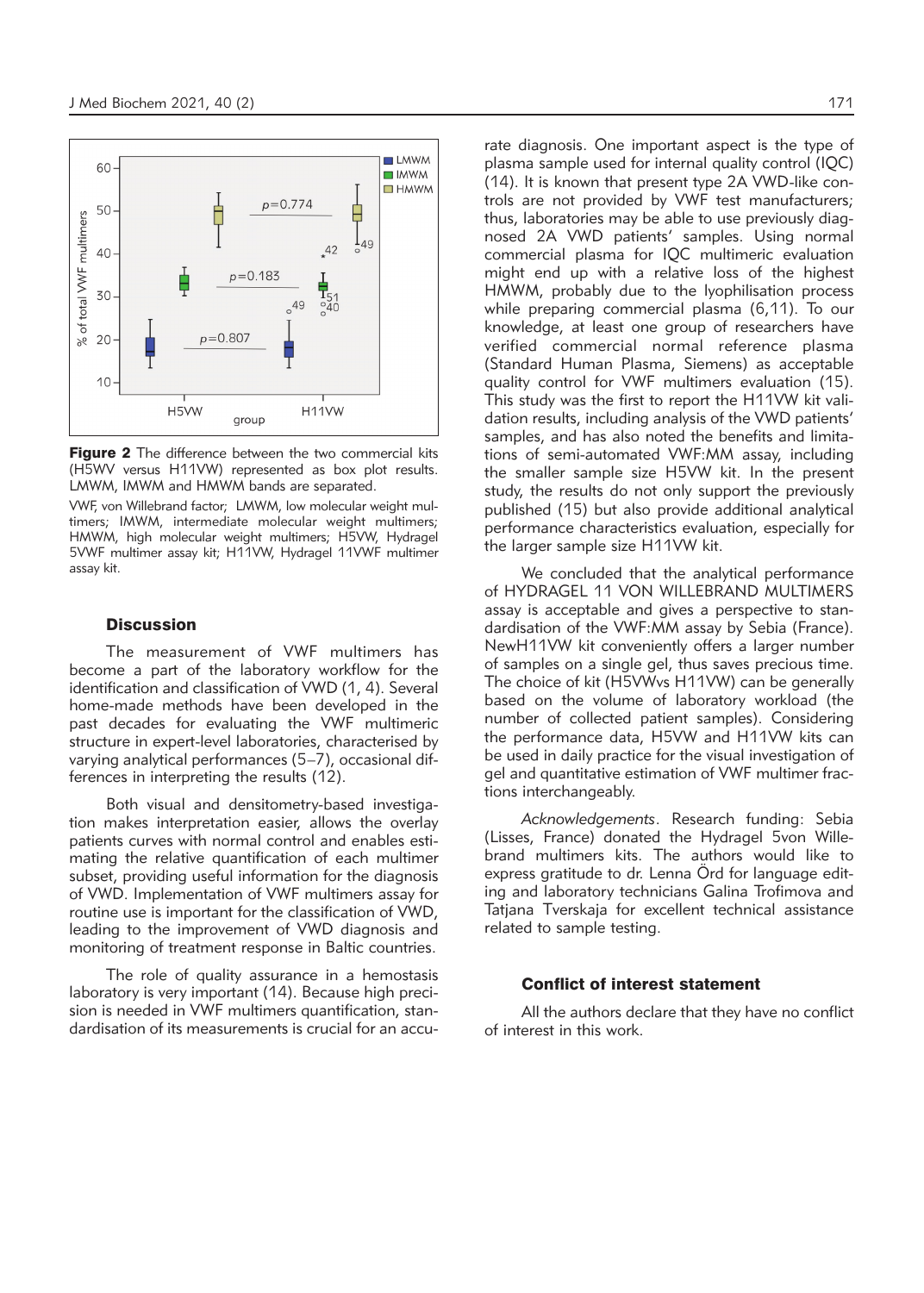**Figure 2** The difference between the two commercial kits (H5WV versus H11VW) represented as box plot results. LMWM, IMWM and HMWM bands are separated.

VWF, von Willebrand factor; LMWM, low molecular weight multimers; IMWM, intermediate molecular weight multimers; HMWM, high molecular weight multimers; H5VW, Hydragel 5VWF multimer assay kit; H11VW, Hydragel 11VWF multimer assay kit.

## Discussion

The measurement of VWF multimers has become a part of the laboratory workflow for the identification and classification of VWD (1, 4). Several home-made methods have been developed in the past decades for evaluating the VWF multimeric structure in expert-level laboratories, characterised by varying analytical performances (5–7), occasional differences in interpreting the results (12).

Both visual and densitometry-based investigation makes interpretation easier, allows the overlay patients curves with normal control and enables estimating the relative quantification of each multimer subset, providing useful information for the diagnosis of VWD. Implementation of VWF multimers assay for routine use is important for the classification of VWD, leading to the improvement of VWD diagnosis and monitoring of treatment response in Baltic countries.

The role of quality assurance in a hemostasis laboratory is very important (14). Because high precision is needed in VWF multimers quantification, standardisation of its measurements is crucial for an accurate diagnosis. One important aspect is the type of plasma sample used for internal quality control (IQC) (14). It is known that present type 2A VWD-like controls are not provided by VWF test manufacturers; thus, laboratories may be able to use previously diagnosed 2A VWD patients' samples. Using normal commercial plasma for IQC multimeric evaluation might end up with a relative loss of the highest HMWM, probably due to the lyophilisation process while preparing commercial plasma (6,11). To our knowledge, at least one group of researchers have verified commercial normal reference plasma (Standard Human Plasma, Siemens) as acceptable quality control for VWF multimers evaluation (15). This study was the first to report the H11VW kit validation results, including analysis of the VWD patients' samples, and has also noted the benefits and limitations of semi-automated VWF:MM assay, including the smaller sample size H5VW kit. In the present study, the results do not only support the previously published (15) but also provide additional analytical performance characteristics evaluation, especially for the larger sample size H11VW kit.

We concluded that the analytical performance of HYDRAGEL 11 VON WILLEBRAND MULTIMERS assay is acceptable and gives a perspective to standardisation of the VWF:MM assay by Sebia (France). NewH11VW kit conveniently offers a larger number of samples on a single gel, thus saves precious time. The choice of kit (H5VWvs H11VW) can be generally based on the volume of laboratory workload (the number of collected patient samples). Considering the performance data, H5VW and H11VW kits can be used in daily practice for the visual investigation of gel and quantitative estimation of VWF multimer fractions interchangeably.

*Acknowledgements*. Research funding: Sebia (Lisses, France) donated the Hydragel 5von Willebrand multimers kits. The authors would like to express gratitude to dr. Lenna Örd for language editing and laboratory technicians Galina Trofimova and Tatjana Tverskaja for excellent technical assistance related to sample testing.

### Conflict of interest statement

All the authors declare that they have no conflict of interest in this work.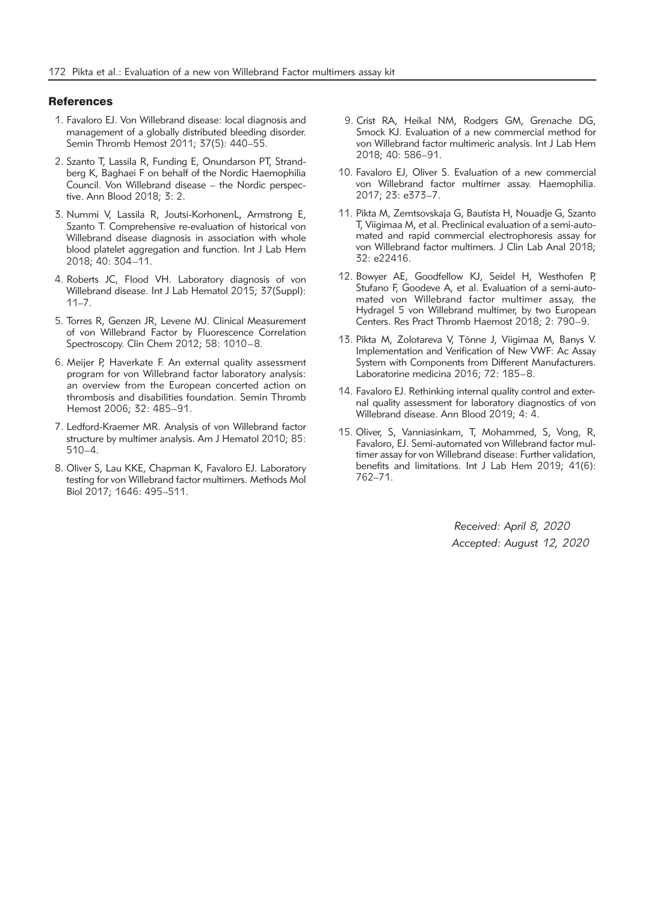## References

1. Favaloro EJ. Von Willebrand disease: local diagnosis and management of a globally distributed bleeding disorder. Semin Thromb Hemost 2011; 37(5): 440–55.
2. Szanto T, Lassila R, Funding E, Onundarson PT, Strandberg K, Baghaei F on behalf of the Nordic Haemophilia Council. Von Willebrand disease – the Nordic perspective. Ann Blood 2018; 3: 2.
3. Nummi V, Lassila R, Joutsi-KorhonenL, Armstrong E, Szanto T. Comprehensive re-evaluation of historical von Willebrand disease diagnosis in association with whole blood platelet aggregation and function. Int J Lab Hem 2018; 40: 304–11.
4. Roberts JC, Flood VH. Laboratory diagnosis of von Willebrand disease. Int J Lab Hematol 2015; 37(Suppl): 11–7.
5. Torres R, Genzen JR, Levene MJ. Clinical Measurement of von Willebrand Factor by Fluorescence Correlation Spectroscopy. Clin Chem 2012; 58: 1010–8.
6. Meijer P, Haverkate F. An external quality assessment program for von Willebrand factor laboratory analysis: an overview from the European concerted action on thrombosis and disabilities foundation. Semin Thromb Hemost 2006; 32: 485–91.
7. Ledford-Kraemer MR. Analysis of von Willebrand factor structure by multimer analysis. Am J Hematol 2010; 85: 510–4.
8. Oliver S, Lau KKE, Chapman K, Favaloro EJ. Laboratory testing for von Willebrand factor multimers. Methods Mol Biol 2017; 1646: 495–511.
9. Crist RA, Heikal NM, Rodgers GM, Grenache DG, Smock KJ. Evaluation of a new commercial method for von Willebrand factor multimeric analysis. Int J Lab Hem 2018; 40: 586–91.
10. Favaloro EJ, Oliver S. Evaluation of a new commercial von Willebrand factor multimer assay. Haemophilia. 2017; 23: e373–7.
11. Pikta M, Zemtsovskaja G, Bautista H, Nouadje G, Szanto T, Viigimaa M, et al. Preclinical evaluation of a semi-automated and rapid commercial electrophoresis assay for von Willebrand factor multimers. J Clin Lab Anal 2018; 32: e22416.
12. Bowyer AE, Goodfellow KJ, Seidel H, Westhofen P, Stufano F, Goodeve A, et al. Evaluation of a semi-automated von Willebrand factor multimer assay, the Hydragel 5 von Willebrand multimer, by two European Centers. Res Pract Thromb Haemost 2018; 2: 790–9.
13. Pikta M, Zolotareva V, Tõnne J, Viigimaa M, Banys V. Implementation and Verification of New VWF: Ac Assay System with Components from Different Manufacturers. Laboratorine medicina 2016; 72: 185–8.
14. Favaloro EJ. Rethinking internal quality control and external quality assessment for laboratory diagnostics of von Willebrand disease. Ann Blood 2019; 4: 4.
15. Oliver, S, Vanniasinkam, T, Mohammed, S, Vong, R, Favaloro, EJ. Semi-automated von Willebrand factor multimer assay for von Willebrand disease: Further validation, benefits and limitations. Int J Lab Hem 2019; 41(6): 762–71.

*Received: April 8, 2020*
*Accepted: August 12, 2020*